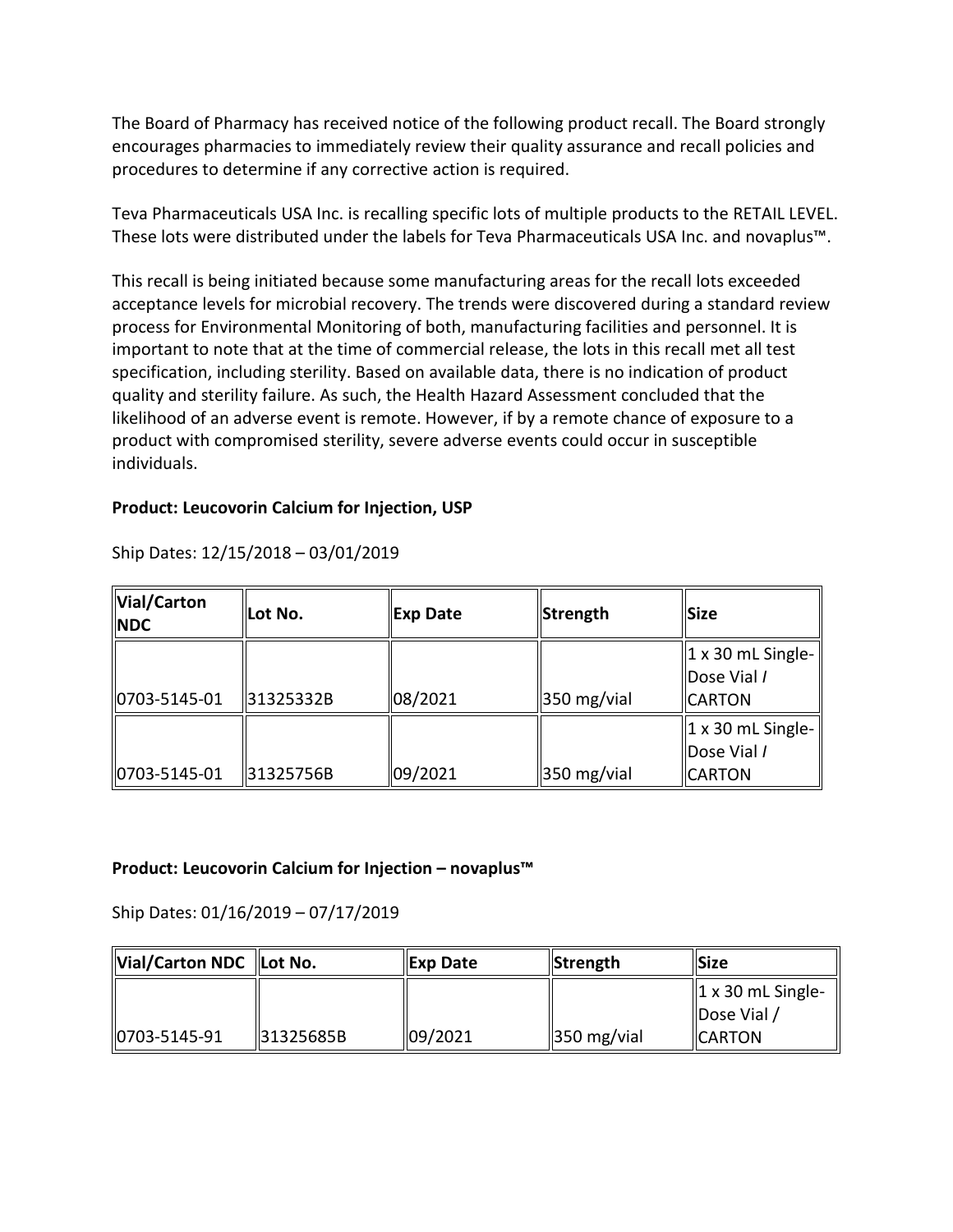The Board of Pharmacy has received notice of the following product recall. The Board strongly encourages pharmacies to immediately review their quality assurance and recall policies and procedures to determine if any corrective action is required.

Teva Pharmaceuticals USA Inc. is recalling specific lots of multiple products to the RETAIL LEVEL. These lots were distributed under the labels for Teva Pharmaceuticals USA Inc. and novaplus™.

This recall is being initiated because some manufacturing areas for the recall lots exceeded acceptance levels for microbial recovery. The trends were discovered during a standard review process for Environmental Monitoring of both, manufacturing facilities and personnel. It is important to note that at the time of commercial release, the lots in this recall met all test specification, including sterility. Based on available data, there is no indication of product quality and sterility failure. As such, the Health Hazard Assessment concluded that the likelihood of an adverse event is remote. However, if by a remote chance of exposure to a product with compromised sterility, severe adverse events could occur in susceptible individuals.

**Product: Leucovorin Calcium for Injection, USP**

Ship Dates: 12/15/2018 – 03/01/2019

| Vial/Carton NDC | Lot No. | Exp Date | Strength | Size |
|---|---|---|---|---|
| 0703-5145-01 | 31325332B | 08/2021 | 350 mg/vial | 1 x 30 mL Single-Dose Vial / CARTON |
| 0703-5145-01 | 31325756B | 09/2021 | 350 mg/vial | 1 x 30 mL Single-Dose Vial / CARTON |

**Product: Leucovorin Calcium for Injection – novaplus™**

Ship Dates: 01/16/2019 – 07/17/2019

| Vial/Carton NDC | Lot No. | Exp Date | Strength | Size |
|---|---|---|---|---|
| 0703-5145-91 | 31325685B | 09/2021 | 350 mg/vial | 1 x 30 mL Single-Dose Vial / CARTON |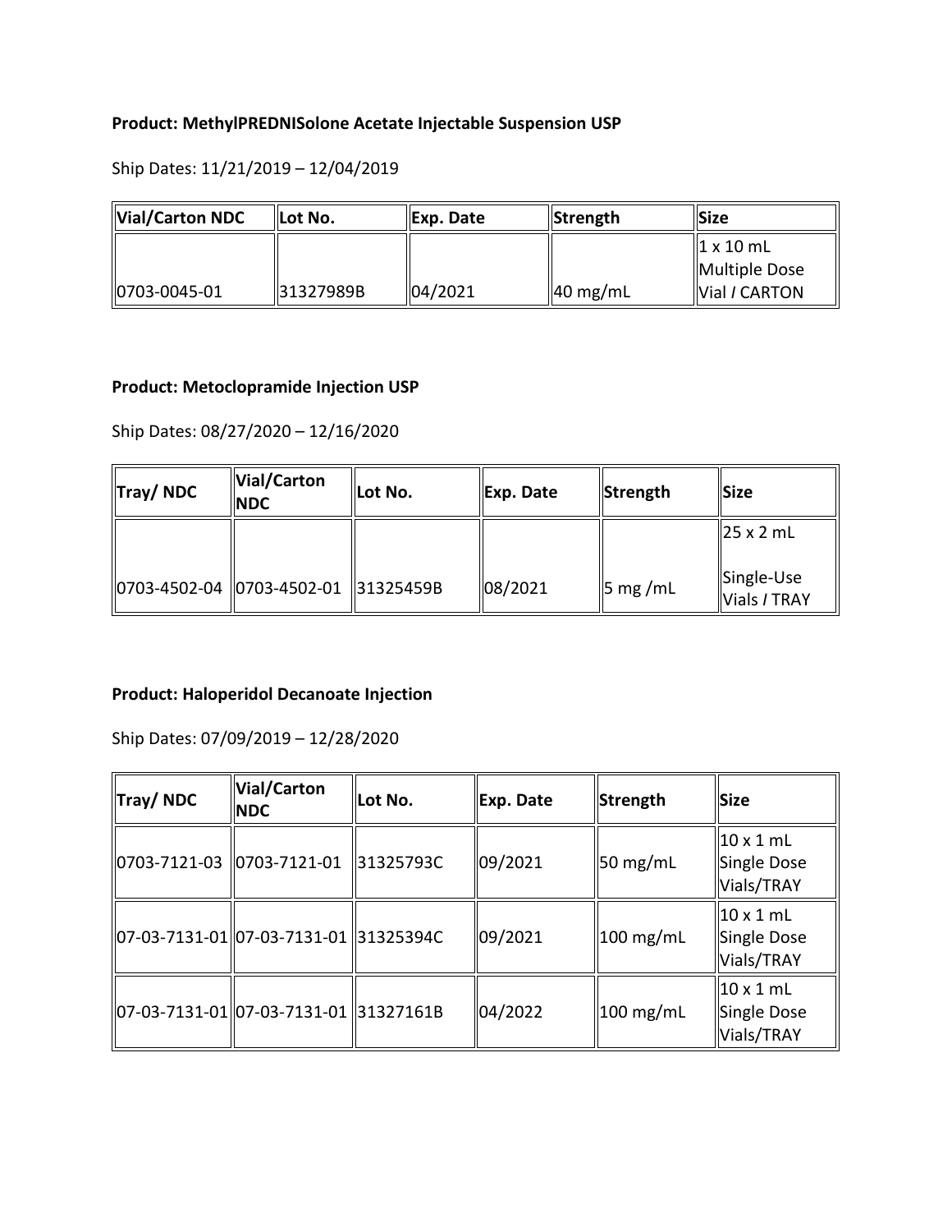**Product: MethylPREDNISolone Acetate Injectable Suspension USP**

Ship Dates: 11/21/2019 – 12/04/2019

| Vial/Carton NDC | Lot No. | Exp. Date | Strength | Size |
|---|---|---|---|---|
| 0703-0045-01 | 31327989B | 04/2021 | 40 mg/mL | 1 x 10 mL Multiple Dose Vial / CARTON |

**Product: Metoclopramide Injection USP**

Ship Dates: 08/27/2020 – 12/16/2020

| Tray/ NDC | Vial/Carton NDC | Lot No. | Exp. Date | Strength | Size |
|---|---|---|---|---|---|
| 0703-4502-04 | 0703-4502-01 | 31325459B | 08/2021 | 5 mg /mL | 25 x 2 mL Single-Use Vials / TRAY |

**Product: Haloperidol Decanoate Injection**

Ship Dates: 07/09/2019 – 12/28/2020

| Tray/ NDC | Vial/Carton NDC | Lot No. | Exp. Date | Strength | Size |
|---|---|---|---|---|---|
| 0703-7121-03 | 0703-7121-01 | 31325793C | 09/2021 | 50 mg/mL | 10 x 1 mL Single Dose Vials/TRAY |
| 07-03-7131-01 | 07-03-7131-01 | 31325394C | 09/2021 | 100 mg/mL | 10 x 1 mL Single Dose Vials/TRAY |
| 07-03-7131-01 | 07-03-7131-01 | 31327161B | 04/2022 | 100 mg/mL | 10 x 1 mL Single Dose Vials/TRAY |